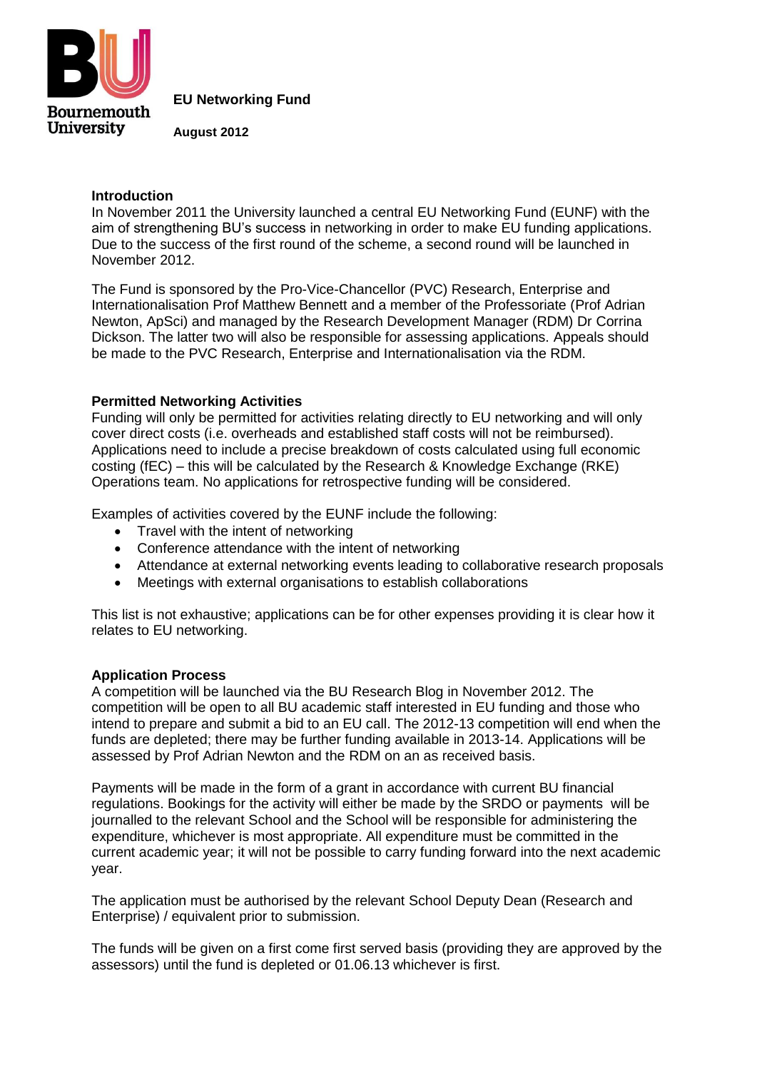Bournemouth University

# EU Networking Fund

**August 2012**

## Introduction

In November 2011 the University launched a central EU Networking Fund (EUNF) with the aim of strengthening BU's success in networking in order to make EU funding applications. Due to the success of the first round of the scheme, a second round will be launched in November 2012.

The Fund is sponsored by the Pro-Vice-Chancellor (PVC) Research, Enterprise and Internationalisation Prof Matthew Bennett and a member of the Professoriate (Prof Adrian Newton, ApSci) and managed by the Research Development Manager (RDM) Dr Corrina Dickson. The latter two will also be responsible for assessing applications. Appeals should be made to the PVC Research, Enterprise and Internationalisation via the RDM.

## Permitted Networking Activities

Funding will only be permitted for activities relating directly to EU networking and will only cover direct costs (i.e. overheads and established staff costs will not be reimbursed). Applications need to include a precise breakdown of costs calculated using full economic costing (fEC) – this will be calculated by the Research & Knowledge Exchange (RKE) Operations team. No applications for retrospective funding will be considered.

Examples of activities covered by the EUNF include the following:

- Travel with the intent of networking
- Conference attendance with the intent of networking
- Attendance at external networking events leading to collaborative research proposals
- Meetings with external organisations to establish collaborations

This list is not exhaustive; applications can be for other expenses providing it is clear how it relates to EU networking.

## Application Process

A competition will be launched via the BU Research Blog in November 2012. The competition will be open to all BU academic staff interested in EU funding and those who intend to prepare and submit a bid to an EU call. The 2012-13 competition will end when the funds are depleted; there may be further funding available in 2013-14. Applications will be assessed by Prof Adrian Newton and the RDM on an as received basis.

Payments will be made in the form of a grant in accordance with current BU financial regulations. Bookings for the activity will either be made by the SRDO or payments will be journalled to the relevant School and the School will be responsible for administering the expenditure, whichever is most appropriate. All expenditure must be committed in the current academic year; it will not be possible to carry funding forward into the next academic year.

The application must be authorised by the relevant School Deputy Dean (Research and Enterprise) / equivalent prior to submission.

The funds will be given on a first come first served basis (providing they are approved by the assessors) until the fund is depleted or 01.06.13 whichever is first.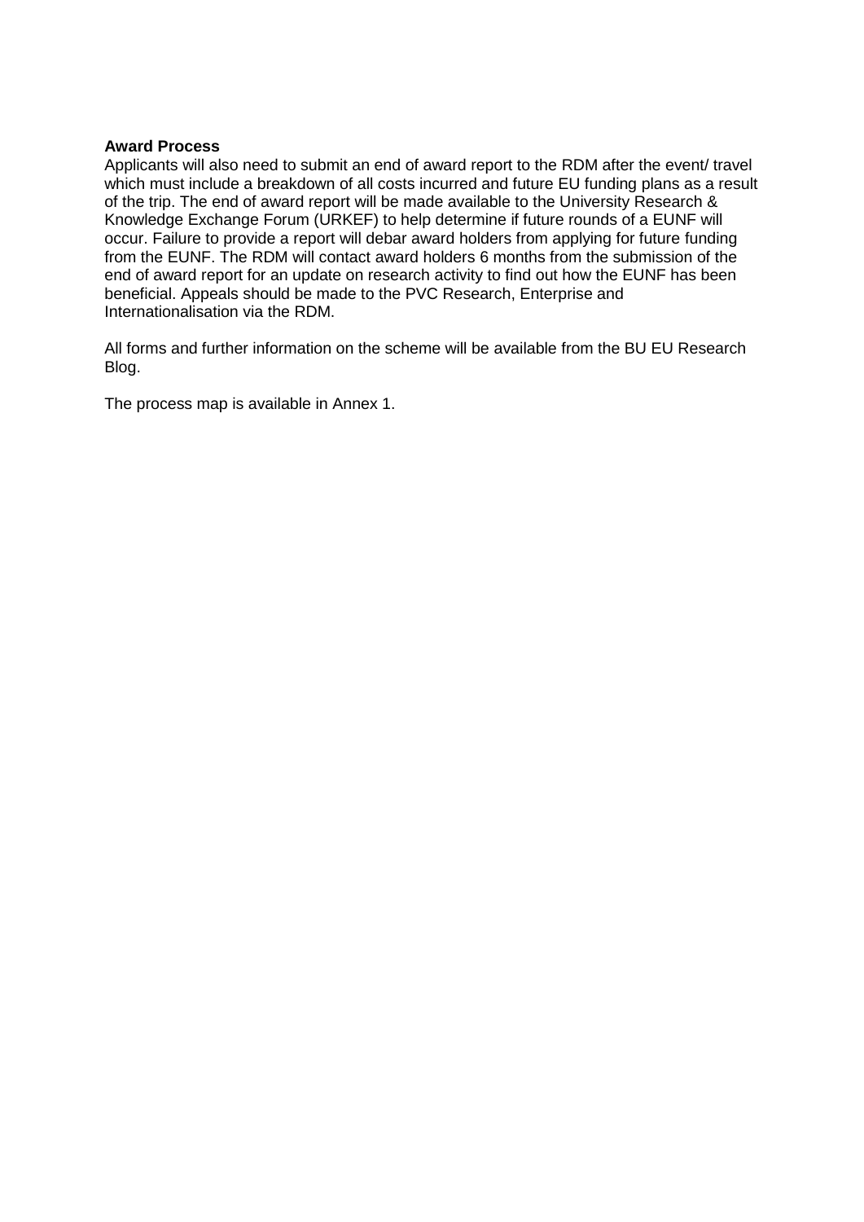**Award Process**

Applicants will also need to submit an end of award report to the RDM after the event/ travel which must include a breakdown of all costs incurred and future EU funding plans as a result of the trip. The end of award report will be made available to the University Research & Knowledge Exchange Forum (URKEF) to help determine if future rounds of a EUNF will occur. Failure to provide a report will debar award holders from applying for future funding from the EUNF. The RDM will contact award holders 6 months from the submission of the end of award report for an update on research activity to find out how the EUNF has been beneficial. Appeals should be made to the PVC Research, Enterprise and Internationalisation via the RDM.

All forms and further information on the scheme will be available from the BU EU Research Blog.

The process map is available in Annex 1.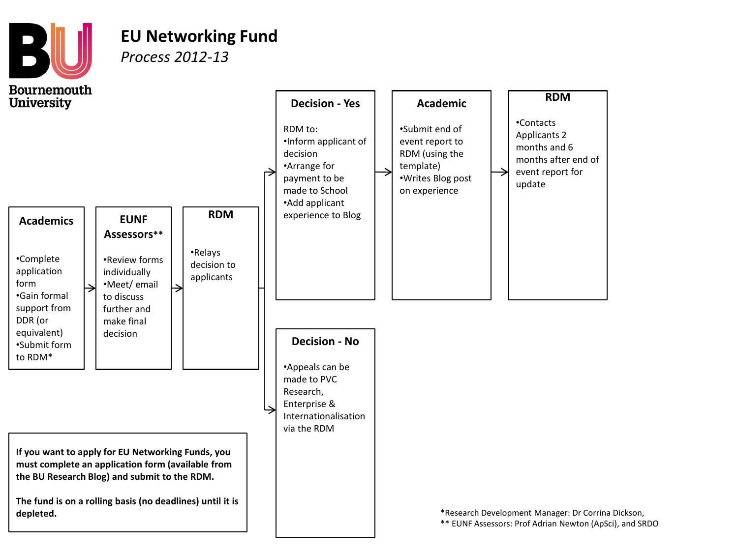# EU Networking Fund

*Process 2012-13*

Bournemouth University

### Academics

- Complete application form
- Gain formal support from DDR (or equivalent)
- Submit form to RDM*

### EUNF Assessors**

- Review forms individually
- Meet/ email to discuss further and make final decision

### RDM

- Relays decision to applicants

### Decision - Yes

RDM to:

- Inform applicant of decision
- Arrange for payment to be made to School
- Add applicant experience to Blog

### Academic

- Submit end of event report to RDM (using the template)
- Writes Blog post on experience

### RDM

- Contacts Applicants 2 months and 6 months after end of event report for update

### Decision - No

- Appeals can be made to PVC Research, Enterprise & Internationalisation via the RDM

**If you want to apply for EU Networking Funds, you must complete an application form (available from the BU Research Blog) and submit to the RDM.**

**The fund is on a rolling basis (no deadlines) until it is depleted.**

*Research Development Manager: Dr Corrina Dickson,
** EUNF Assessors: Prof Adrian Newton (ApSci), and SRDO